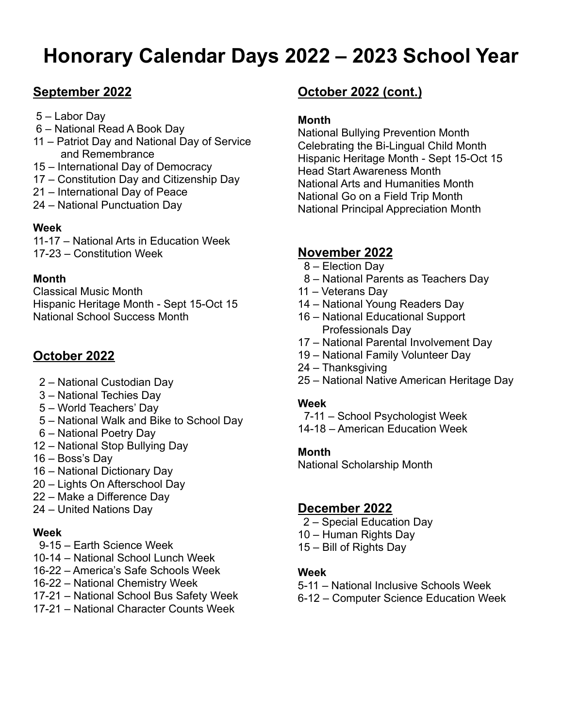# Honorary Calendar Days 2022 – 2023 School Year

## September 2022

- 5 – Labor Day
- 6 – National Read A Book Day
- 11 – Patriot Day and National Day of Service and Remembrance
- 15 – International Day of Democracy
- 17 – Constitution Day and Citizenship Day
- 21 – International Day of Peace
- 24 – National Punctuation Day

**Week**

- 11-17 – National Arts in Education Week
- 17-23 – Constitution Week

**Month**

Classical Music Month
Hispanic Heritage Month - Sept 15-Oct 15
National School Success Month

## October 2022

- 2 – National Custodian Day
- 3 – National Techies Day
- 5 – World Teachers' Day
- 5 – National Walk and Bike to School Day
- 6 – National Poetry Day
- 12 – National Stop Bullying Day
- 16 – Boss's Day
- 16 – National Dictionary Day
- 20 – Lights On Afterschool Day
- 22 – Make a Difference Day
- 24 – United Nations Day

**Week**

- 9-15 – Earth Science Week
- 10-14 – National School Lunch Week
- 16-22 – America's Safe Schools Week
- 16-22 – National Chemistry Week
- 17-21 – National School Bus Safety Week
- 17-21 – National Character Counts Week

## October 2022 (cont.)

**Month**

National Bullying Prevention Month
Celebrating the Bi-Lingual Child Month
Hispanic Heritage Month - Sept 15-Oct 15
Head Start Awareness Month
National Arts and Humanities Month
National Go on a Field Trip Month
National Principal Appreciation Month

## November 2022

- 8 – Election Day
- 8 – National Parents as Teachers Day
- 11 – Veterans Day
- 14 – National Young Readers Day
- 16 – National Educational Support Professionals Day
- 17 – National Parental Involvement Day
- 19 – National Family Volunteer Day
- 24 – Thanksgiving
- 25 – National Native American Heritage Day

**Week**

- 7-11 – School Psychologist Week
- 14-18 – American Education Week

**Month**

National Scholarship Month

## December 2022

- 2 – Special Education Day
- 10 – Human Rights Day
- 15 – Bill of Rights Day

**Week**

- 5-11 – National Inclusive Schools Week
- 6-12 – Computer Science Education Week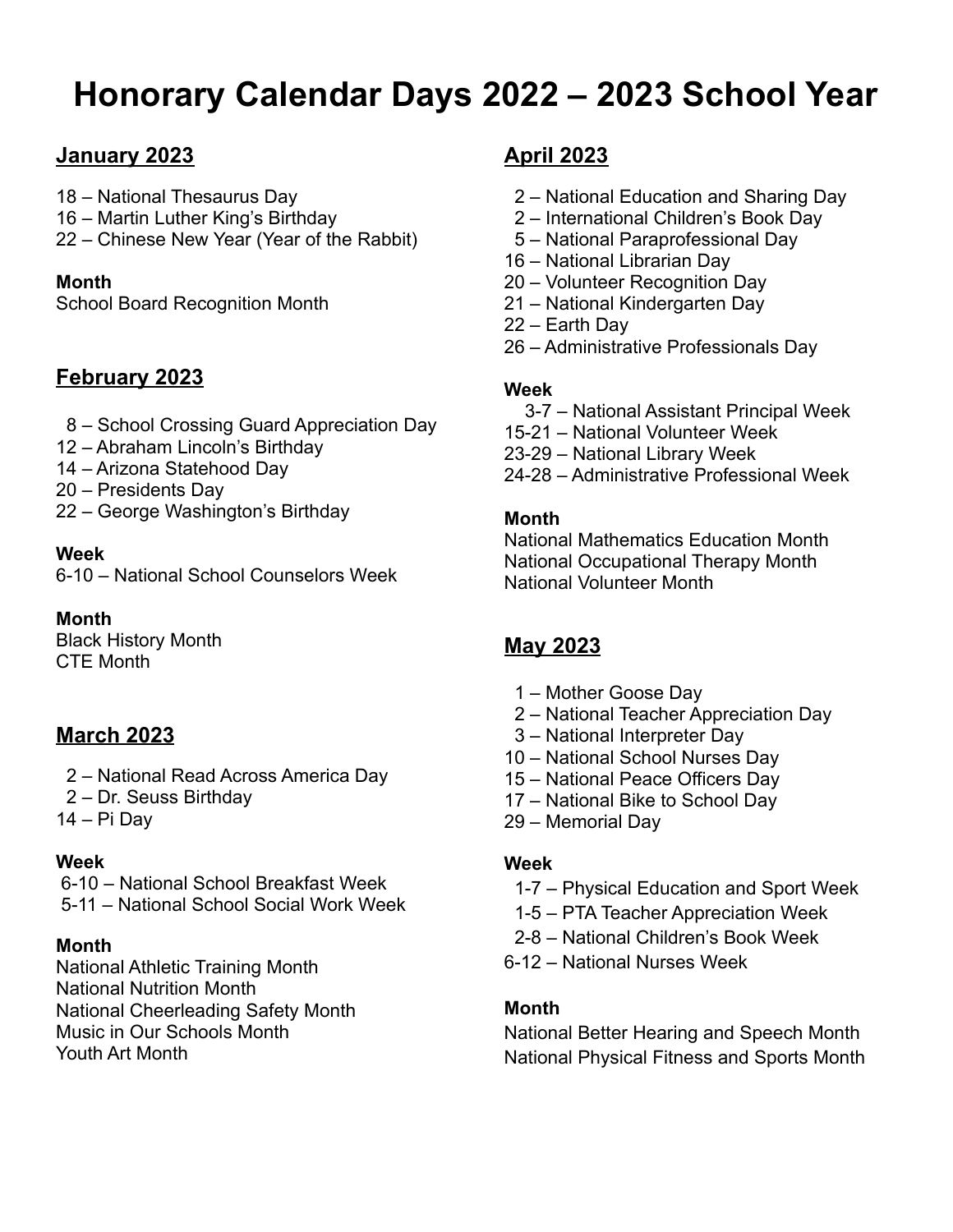# Honorary Calendar Days 2022 – 2023 School Year

## January 2023

18 – National Thesaurus Day
16 – Martin Luther King's Birthday
22 – Chinese New Year (Year of the Rabbit)

**Month**
School Board Recognition Month

## February 2023

8 – School Crossing Guard Appreciation Day
12 – Abraham Lincoln's Birthday
14 – Arizona Statehood Day
20 – Presidents Day
22 – George Washington's Birthday

**Week**
6-10 – National School Counselors Week

**Month**
Black History Month
CTE Month

## March 2023

2 – National Read Across America Day
2 – Dr. Seuss Birthday
14 – Pi Day

**Week**
6-10 – National School Breakfast Week
5-11 – National School Social Work Week

**Month**
National Athletic Training Month
National Nutrition Month
National Cheerleading Safety Month
Music in Our Schools Month
Youth Art Month

## April 2023

2 – National Education and Sharing Day
2 – International Children's Book Day
5 – National Paraprofessional Day
16 – National Librarian Day
20 – Volunteer Recognition Day
21 – National Kindergarten Day
22 – Earth Day
26 – Administrative Professionals Day

**Week**
3-7 – National Assistant Principal Week
15-21 – National Volunteer Week
23-29 – National Library Week
24-28 – Administrative Professional Week

**Month**
National Mathematics Education Month
National Occupational Therapy Month
National Volunteer Month

## May 2023

1 – Mother Goose Day
2 – National Teacher Appreciation Day
3 – National Interpreter Day
10 – National School Nurses Day
15 – National Peace Officers Day
17 – National Bike to School Day
29 – Memorial Day

**Week**
1-7 – Physical Education and Sport Week
1-5 – PTA Teacher Appreciation Week
2-8 – National Children's Book Week
6-12 – National Nurses Week

**Month**
National Better Hearing and Speech Month
National Physical Fitness and Sports Month